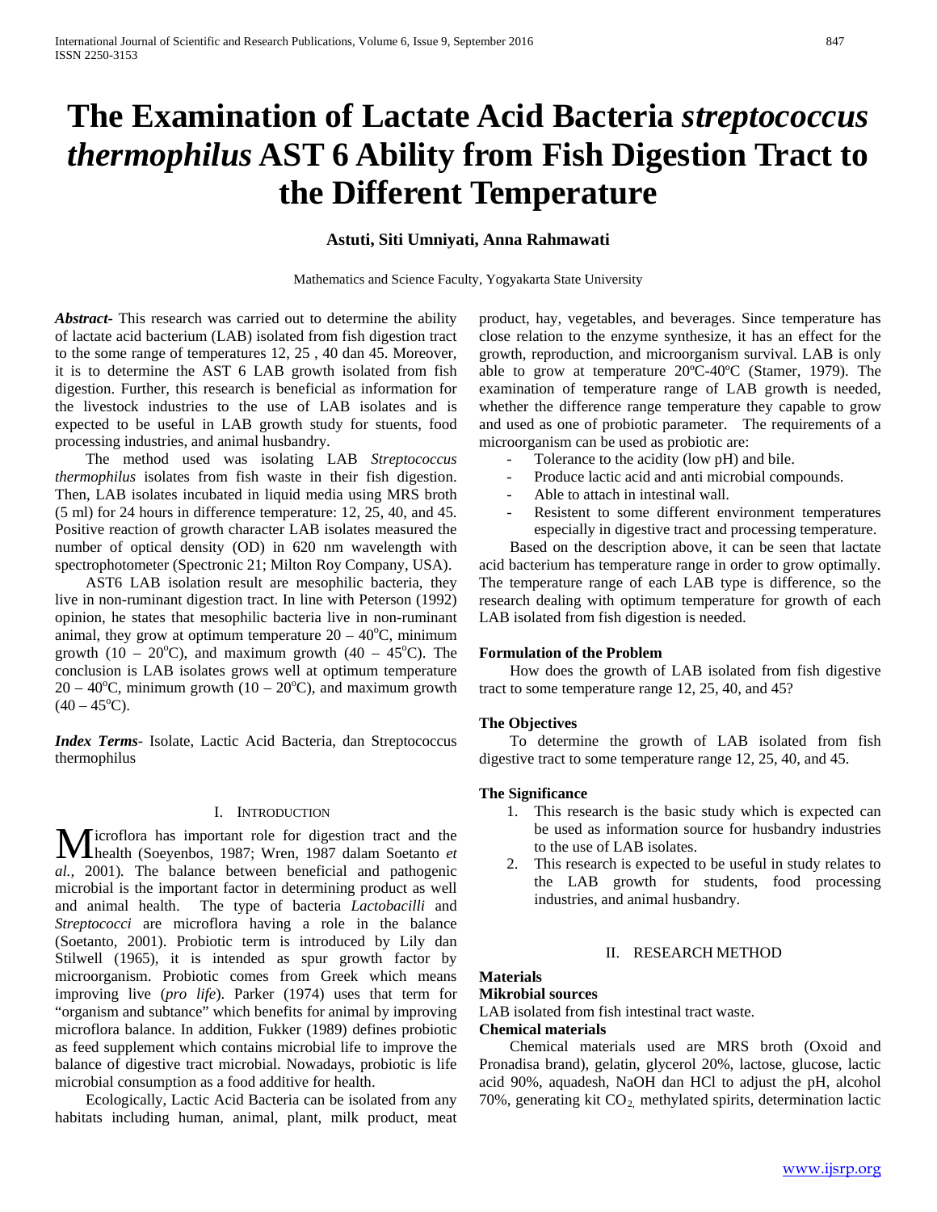# The Examination of Lactate Acid Bacteria *streptococcus thermophilus* AST 6 Ability from Fish Digestion Tract to the Different Temperature

**Astuti, Siti Umniyati, Anna Rahmawati**

Mathematics and Science Faculty, Yogyakarta State University

***Abstract-*** This research was carried out to determine the ability of lactate acid bacterium (LAB) isolated from fish digestion tract to the some range of temperatures 12, 25 , 40 dan 45. Moreover, it is to determine the AST 6 LAB growth isolated from fish digestion. Further, this research is beneficial as information for the livestock industries to the use of LAB isolates and is expected to be useful in LAB growth study for stuents, food processing industries, and animal husbandry.

The method used was isolating LAB *Streptococcus thermophilus* isolates from fish waste in their fish digestion. Then, LAB isolates incubated in liquid media using MRS broth (5 ml) for 24 hours in difference temperature: 12, 25, 40, and 45. Positive reaction of growth character LAB isolates measured the number of optical density (OD) in 620 nm wavelength with spectrophotometer (Spectronic 21; Milton Roy Company, USA).

AST6 LAB isolation result are mesophilic bacteria, they live in non-ruminant digestion tract. In line with Peterson (1992) opinion, he states that mesophilic bacteria live in non-ruminant animal, they grow at optimum temperature 20 – 40$^{o}$C, minimum growth (10 – 20$^{o}$C), and maximum growth (40 – 45$^{o}$C). The conclusion is LAB isolates grows well at optimum temperature 20 – 40$^{o}$C, minimum growth (10 – 20$^{o}$C), and maximum growth (40 – 45$^{o}$C).

***Index Terms-*** Isolate, Lactic Acid Bacteria, dan Streptococcus thermophilus

## I. Introduction

Microflora has important role for digestion tract and the health (Soeyenbos, 1987; Wren, 1987 dalam Soetanto *et al.,* 2001). The balance between beneficial and pathogenic microbial is the important factor in determining product as well and animal health. The type of bacteria *Lactobacilli* and *Streptococci* are microflora having a role in the balance (Soetanto, 2001). Probiotic term is introduced by Lily dan Stilwell (1965), it is intended as spur growth factor by microorganism. Probiotic comes from Greek which means improving live (*pro life*). Parker (1974) uses that term for "organism and subtance" which benefits for animal by improving microflora balance. In addition, Fukker (1989) defines probiotic as feed supplement which contains microbial life to improve the balance of digestive tract microbial. Nowadays, probiotic is life microbial consumption as a food additive for health.

Ecologically, Lactic Acid Bacteria can be isolated from any habitats including human, animal, plant, milk product, meat product, hay, vegetables, and beverages. Since temperature has close relation to the enzyme synthesize, it has an effect for the growth, reproduction, and microorganism survival. LAB is only able to grow at temperature 20ºC-40ºC (Stamer, 1979). The examination of temperature range of LAB growth is needed, whether the difference range temperature they capable to grow and used as one of probiotic parameter. The requirements of a microorganism can be used as probiotic are:

- Tolerance to the acidity (low pH) and bile.
- Produce lactic acid and anti microbial compounds.
- Able to attach in intestinal wall.
- Resistent to some different environment temperatures especially in digestive tract and processing temperature.

Based on the description above, it can be seen that lactate acid bacterium has temperature range in order to grow optimally. The temperature range of each LAB type is difference, so the research dealing with optimum temperature for growth of each LAB isolated from fish digestion is needed.

### Formulation of the Problem

How does the growth of LAB isolated from fish digestive tract to some temperature range 12, 25, 40, and 45?

### The Objectives

To determine the growth of LAB isolated from fish digestive tract to some temperature range 12, 25, 40, and 45.

### The Significance

1. This research is the basic study which is expected can be used as information source for husbandry industries to the use of LAB isolates.
2. This research is expected to be useful in study relates to the LAB growth for students, food processing industries, and animal husbandry.

## II. Research Method

### Materials

#### Mikrobial sources

LAB isolated from fish intestinal tract waste.

#### Chemical materials

Chemical materials used are MRS broth (Oxoid and Pronadisa brand), gelatin, glycerol 20%, lactose, glucose, lactic acid 90%, aquadesh, NaOH dan HCl to adjust the pH, alcohol 70%, generating kit $CO_2$, methylated spirits, determination lactic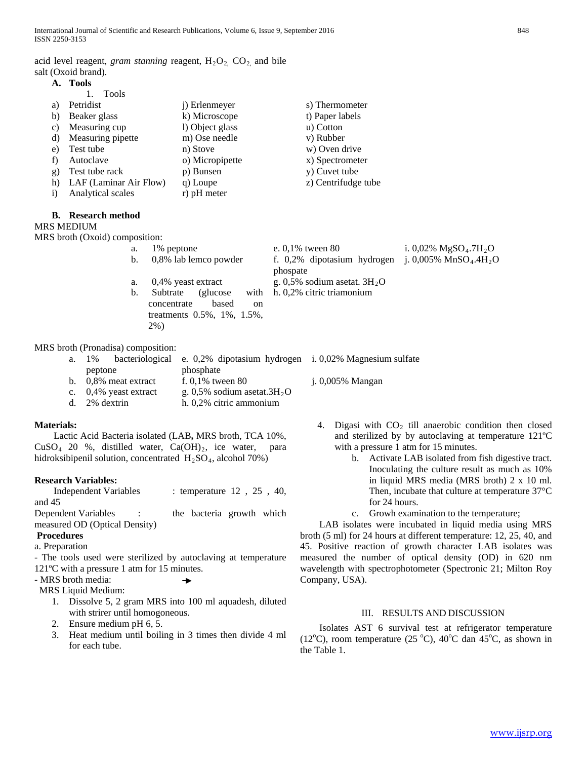acid level reagent, *gram stanning* reagent, $H_2O_2$, $CO_2$, and bile salt (Oxoid brand).

**A. Tools**

1. Tools

a) Petridist
b) Beaker glass
c) Measuring cup
d) Measuring pipette
e) Test tube
f) Autoclave
g) Test tube rack
h) LAF (Laminar Air Flow)
i) Analytical scales
j) Erlenmeyer
k) Microscope
l) Object glass
m) Ose needle
n) Stove
o) Micropipette
p) Bunsen
q) Loupe
r) pH meter
s) Thermometer
t) Paper labels
u) Cotton
v) Rubber
w) Oven drive
x) Spectrometer
y) Cuvet tube
z) Centrifudge tube

**B. Research method**

MRS MEDIUM

MRS broth (Oxoid) composition:

a. 1% peptone
b. 0,8% lab lemco powder
a. 0,4% yeast extract
b. Subtrate (glucose with concentrate based on treatments 0.5%, 1%, 1.5%, 2%)
e. 0,1% tween 80
f. 0,2% dipotasium hydrogen phospate
g. 0,5% sodium asetat. $3H_2O$
h. 0,2% citric triamonium
i. 0,02% $MgSO_4.7H_2O$
j. 0,005% $MnSO_4.4H_2O$

MRS broth (Pronadisa) composition:

a. 1% bacteriological peptone
b. 0,8% meat extract
c. 0,4% yeast extract
d. 2% dextrin
e. 0,2% dipotasium hydrogen phosphate
f. 0,1% tween 80
g. 0,5% sodium asetat.$3H_2O$
h. 0,2% citric ammonium
i. 0,02% Magnesium sulfate
j. 0,005% Mangan

**Materials:**

Lactic Acid Bacteria isolated (LAB**,** MRS broth, TCA 10%, $CuSO_4$ 20 %, distilled water, $Ca(OH)_2$, ice water, para hidroksibipenil solution, concentrated $H_2SO_4$, alcohol 70%)

**Research Variables:**

Independent Variables : temperature 12 , 25 , 40, and 45

Dependent Variables : the bacteria growth which measured OD (Optical Density)

**Procedures**

a. Preparation

- The tools used were sterilized by autoclaving at temperature 121ºC with a pressure 1 atm for 15 minutes.
- MRS broth media: →

MRS Liquid Medium:

1. Dissolve 5, 2 gram MRS into 100 ml aquadesh, diluted with strirer until homogoneous.
2. Ensure medium pH 6, 5.
3. Heat medium until boiling in 3 times then divide 4 ml for each tube.
4. Digasi with $CO_2$ till anaerobic condition then closed and sterilized by by autoclaving at temperature 121ºC with a pressure 1 atm for 15 minutes.

b. Activate LAB isolated from fish digestive tract. Inoculating the culture result as much as 10% in liquid MRS media (MRS broth) 2 x 10 ml. Then, incubate that culture at temperature 37°C for 24 hours.

c. Growh examination to the temperature;

LAB isolates were incubated in liquid media using MRS broth (5 ml) for 24 hours at different temperature: 12, 25, 40, and 45. Positive reaction of growth character LAB isolates was measured the number of optical density (OD) in 620 nm wavelength with spectrophotometer (Spectronic 21; Milton Roy Company, USA).

## III. RESULTS AND DISCUSSION

Isolates AST 6 survival test at refrigerator temperature (12°C), room temperature (25 °C), 40°C dan 45°C, as shown in the Table 1.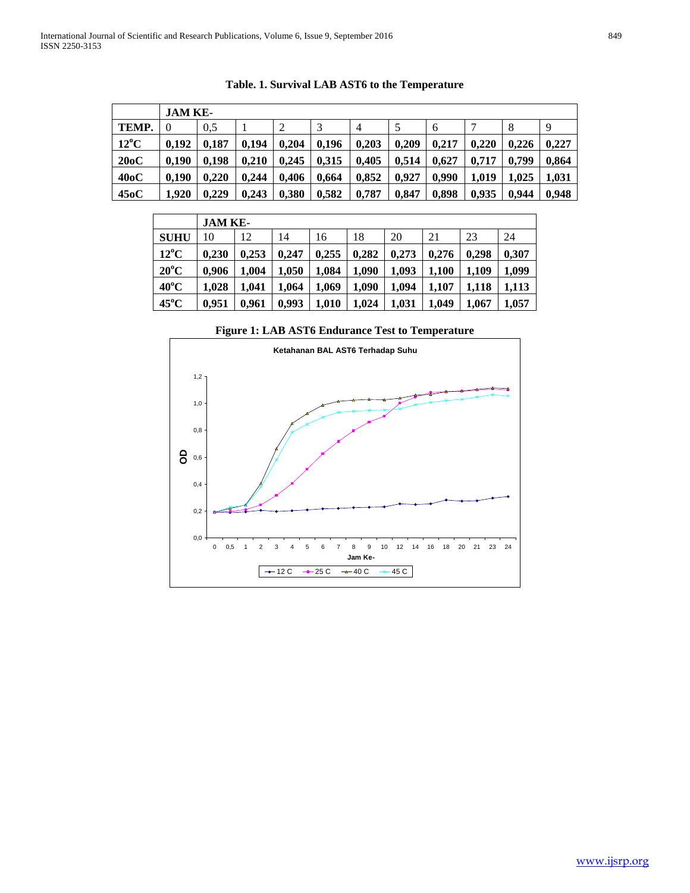**Table. 1. Survival LAB AST6 to the Temperature**

| | JAM KE- | | | | | | | | | | |
|---|---|---|---|---|---|---|---|---|---|---|---|
| **TEMP.** | 0 | 0,5 | 1 | 2 | 3 | 4 | 5 | 6 | 7 | 8 | 9 |
| **12°C** | **0,192** | **0,187** | **0,194** | **0,204** | **0,196** | **0,203** | **0,209** | **0,217** | **0,220** | **0,226** | **0,227** |
| **20oC** | **0,190** | **0,198** | **0,210** | **0,245** | **0,315** | **0,405** | **0,514** | **0,627** | **0,717** | **0,799** | **0,864** |
| **40oC** | **0,190** | **0,220** | **0,244** | **0,406** | **0,664** | **0,852** | **0,927** | **0,990** | **1,019** | **1,025** | **1,031** |
| **45oC** | **1,920** | **0,229** | **0,243** | **0,380** | **0,582** | **0,787** | **0,847** | **0,898** | **0,935** | **0,944** | **0,948** |

| | JAM KE- | | | | | | | | |
|---|---|---|---|---|---|---|---|---|---|
| **SUHU** | 10 | 12 | 14 | 16 | 18 | 20 | 21 | 23 | 24 |
| **12°C** | **0,230** | **0,253** | **0,247** | **0,255** | **0,282** | **0,273** | **0,276** | **0,298** | **0,307** |
| **20°C** | **0,906** | **1,004** | **1,050** | **1,084** | **1,090** | **1,093** | **1,100** | **1,109** | **1,099** |
| **40°C** | **1,028** | **1,041** | **1,064** | **1,069** | **1,090** | **1,094** | **1,107** | **1,118** | **1,113** |
| **45°C** | **0,951** | **0,961** | **0,993** | **1,010** | **1,024** | **1,031** | **1,049** | **1,067** | **1,057** |

**Figure 1: LAB AST6 Endurance Test to Temperature**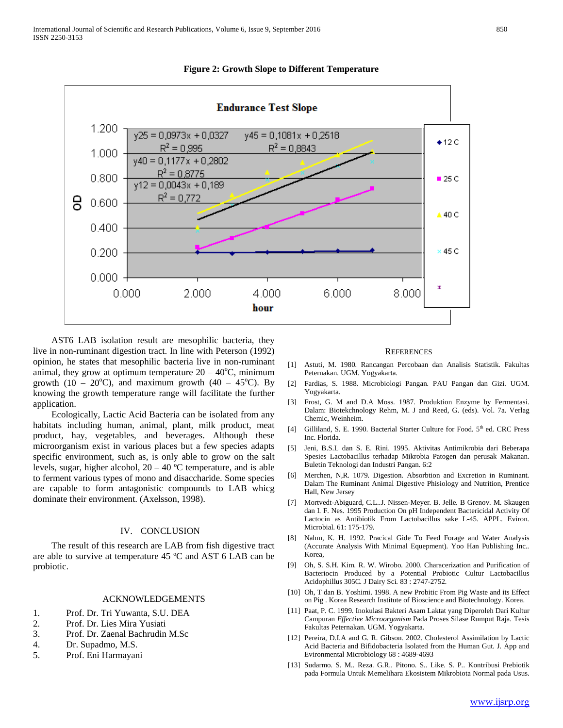**Figure 2: Growth Slope to Different Temperature**

AST6 LAB isolation result are mesophilic bacteria, they live in non-ruminant digestion tract. In line with Peterson (1992) opinion, he states that mesophilic bacteria live in non-ruminant animal, they grow at optimum temperature 20 – 40°C, minimum growth (10 – 20°C), and maximum growth (40 – 45°C). By knowing the growth temperature range will facilitate the further application.

Ecologically, Lactic Acid Bacteria can be isolated from any habitats including human, animal, plant, milk product, meat product, hay, vegetables, and beverages. Although these microorganism exist in various places but a few species adapts specific environment, such as, is only able to grow on the salt levels, sugar, higher alcohol, 20 – 40 °C temperature, and is able to ferment various types of mono and disaccharide. Some species are capable to form antagonistic compounds to LAB whicg dominate their environment. (Axelsson, 1998).

## IV. CONCLUSION

The result of this research are LAB from fish digestive tract are able to survive at temperature 45 °C and AST 6 LAB can be probiotic.

## ACKNOWLEDGEMENTS

1. Prof. Dr. Tri Yuwanta, S.U. DEA
2. Prof. Dr. Lies Mira Yusiati
3. Prof. Dr. Zaenal Bachrudin M.Sc
4. Dr. Supadmo, M.S.
5. Prof. Eni Harmayani

## REFERENCES

[1] Astuti, M. 1980. Rancangan Percobaan dan Analisis Statistik. Fakultas Peternakan. UGM. Yogyakarta.

[2] Fardias, S. 1988. Microbiologi Pangan. PAU Pangan dan Gizi. UGM. Yogyakarta.

[3] Frost, G. M and D.A Moss. 1987. Produktion Enzyme by Fermentasi. Dalam: Biotekchnology Rehm, M. J and Reed, G. (eds). Vol. 7a. Verlag Chemic, Weinheim.

[4] Gilliland, S. E. 1990. Bacterial Starter Culture for Food. 5th ed. CRC Press Inc. Florida.

[5] Jeni, B.S.L dan S. E. Rini. 1995. Aktivitas Antimikrobia dari Beberapa Spesies Lactobacillus terhadap Mikrobia Patogen dan perusak Makanan. Buletin Teknologi dan Industri Pangan. 6:2

[6] Merchen, N,R. 1079. Digestion. Absorbtion and Excretion in Ruminant. Dalam The Ruminant Animal Digestive Phisiology and Nutrition, Prentice Hall, New Jersey

[7] Mortvedt-Abiguard, C.L..J. Nissen-Meyer. B. Jelle. B Grenov. M. Skaugen dan I. F. Nes. 1995 Production On pH Independent Bactericidal Activity Of Lactocin as Antibiotik From Lactobacillus sake L-45. APPL. Eviron. Microbial. 61: 175-179.

[8] Nahm, K. H. 1992. Pracical Gide To Feed Forage and Water Analysis (Accurate Analysis With Minimal Equepment). Yoo Han Publishing Inc.. Korea,

[9] Oh, S. S.H. Kim. R. W. Wirobo. 2000. Characerization and Purification of Bacteriocin Produced by a Potential Probiotic Cultur Lactobacillus Acidophillus 305C. J Dairy Sci. 83 : 2747-2752.

[10] Oh, T dan B. Yoshimi. 1998. A new Probitic From Pig Waste and its Effect on Pig . Korea Research Institute of Bioscience and Biotechnology. Korea.

[11] Paat, P. C. 1999. Inokulasi Bakteri Asam Laktat yang Diperoleh Dari Kultur Campuran *Effective Microorganism* Pada Proses Silase Rumput Raja. Tesis Fakultas Peternakan. UGM. Yogyakarta.

[12] Pereira, D.I.A and G. R. Gibson. 2002. Cholesterol Assimilation by Lactic Acid Bacteria and Bifidobacteria Isolated from the Human Gut. J. App and Evironmental Microbiology 68 : 4689-4693

[13] Sudarmo. S. M.. Reza. G.R.. Pitono. S.. Like. S. P.. Kontribusi Prebiotik pada Formula Untuk Memelihara Ekosistem Mikrobiota Normal pada Usus.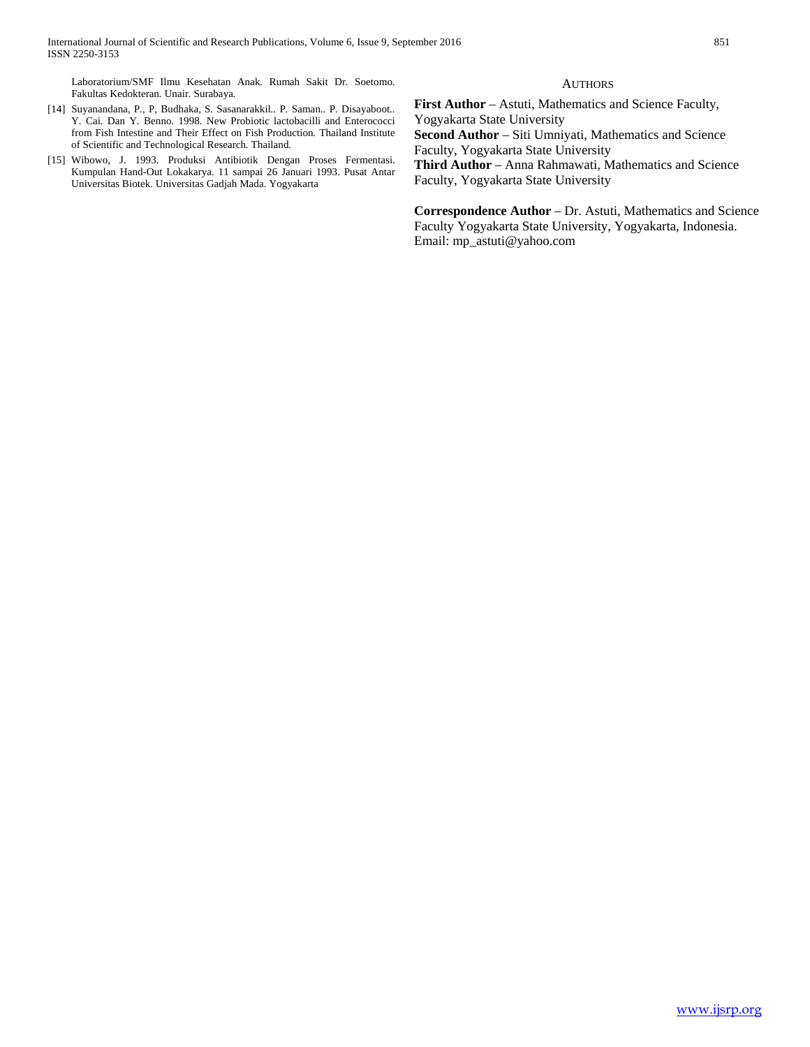Laboratorium/SMF Ilmu Kesehatan Anak. Rumah Sakit Dr. Soetomo. Fakultas Kedokteran. Unair. Surabaya.

[14] Suyanandana, P., P, Budhaka, S. Sasanarakkil.. P. Saman.. P. Disayaboot.. Y. Cai. Dan Y. Benno. 1998. New Probiotic lactobacilli and Enterococci from Fish Intestine and Their Effect on Fish Production. Thailand Institute of Scientific and Technological Research. Thailand.

[15] Wibowo, J. 1993. Produksi Antibiotik Dengan Proses Fermentasi. Kumpulan Hand-Out Lokakarya. 11 sampai 26 Januari 1993. Pusat Antar Universitas Biotek. Universitas Gadjah Mada. Yogyakarta

## AUTHORS

**First Author** – Astuti, Mathematics and Science Faculty, Yogyakarta State University

**Second Author** – Siti Umniyati, Mathematics and Science Faculty, Yogyakarta State University

**Third Author** – Anna Rahmawati, Mathematics and Science Faculty, Yogyakarta State University

**Correspondence Author** – Dr. Astuti, Mathematics and Science Faculty Yogyakarta State University, Yogyakarta, Indonesia. Email: mp_astuti@yahoo.com